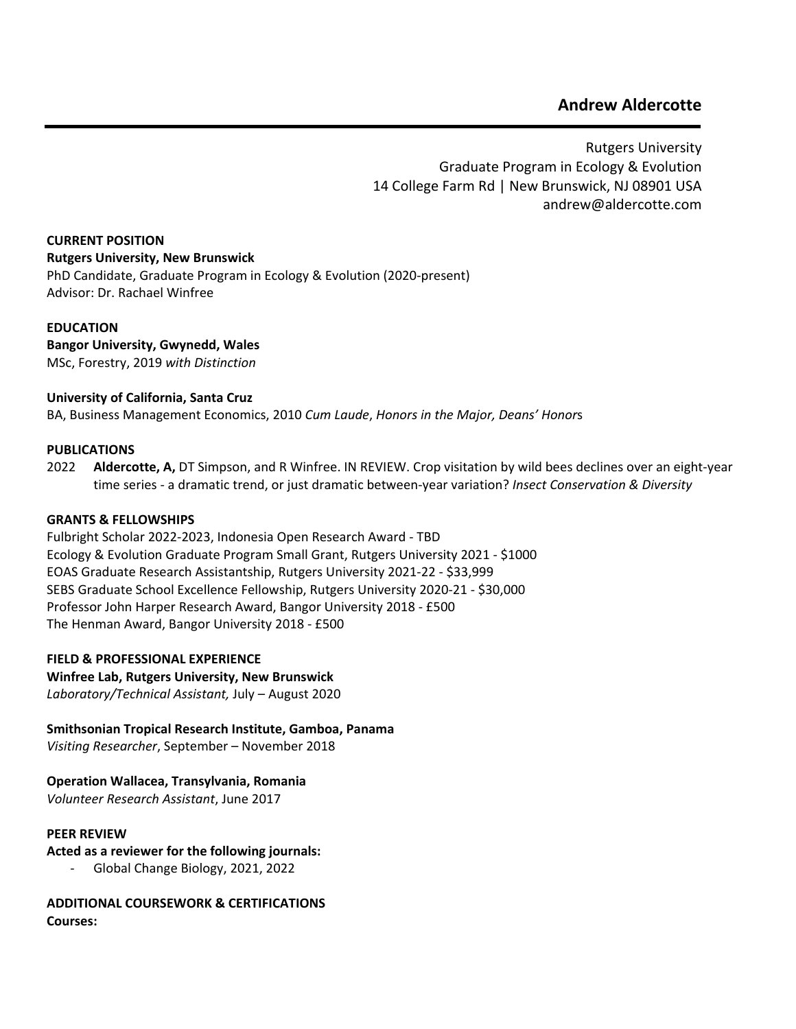# Andrew Aldercotte

Rutgers University
Graduate Program in Ecology & Evolution
14 College Farm Rd | New Brunswick, NJ 08901 USA
andrew@aldercotte.com

## CURRENT POSITION

**Rutgers University, New Brunswick**
PhD Candidate, Graduate Program in Ecology & Evolution (2020-present)
Advisor: Dr. Rachael Winfree

## EDUCATION

**Bangor University, Gwynedd, Wales**
MSc, Forestry, 2019 *with Distinction*

**University of California, Santa Cruz**
BA, Business Management Economics, 2010 *Cum Laude*, *Honors in the Major, Deans' Honor*s

## PUBLICATIONS

2022 **Aldercotte, A,** DT Simpson, and R Winfree. IN REVIEW. Crop visitation by wild bees declines over an eight-year time series - a dramatic trend, or just dramatic between-year variation? *Insect Conservation & Diversity*

## GRANTS & FELLOWSHIPS

Fulbright Scholar 2022-2023, Indonesia Open Research Award - TBD
Ecology & Evolution Graduate Program Small Grant, Rutgers University 2021 - $1000
EOAS Graduate Research Assistantship, Rutgers University 2021-22 - $33,999
SEBS Graduate School Excellence Fellowship, Rutgers University 2020-21 - $30,000
Professor John Harper Research Award, Bangor University 2018 - £500
The Henman Award, Bangor University 2018 - £500

## FIELD & PROFESSIONAL EXPERIENCE

**Winfree Lab, Rutgers University, New Brunswick**
*Laboratory/Technical Assistant,* July – August 2020

**Smithsonian Tropical Research Institute, Gamboa, Panama**
*Visiting Researcher*, September – November 2018

**Operation Wallacea, Transylvania, Romania**
*Volunteer Research Assistant*, June 2017

## PEER REVIEW

**Acted as a reviewer for the following journals:**

- Global Change Biology, 2021, 2022

## ADDITIONAL COURSEWORK & CERTIFICATIONS

**Courses:**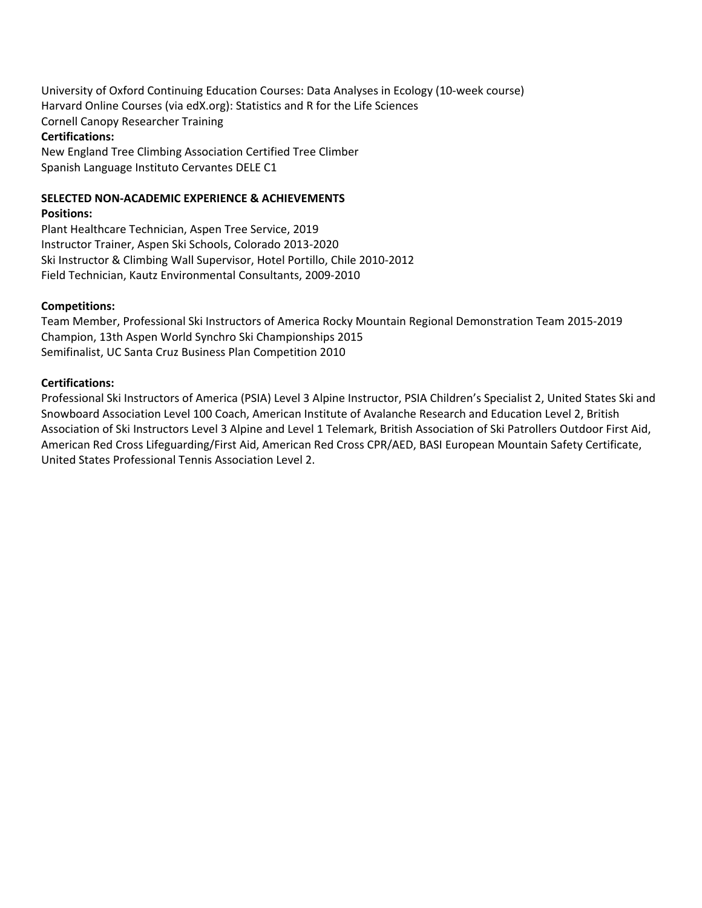University of Oxford Continuing Education Courses: Data Analyses in Ecology (10-week course)
Harvard Online Courses (via edX.org): Statistics and R for the Life Sciences
Cornell Canopy Researcher Training

**Certifications:**

New England Tree Climbing Association Certified Tree Climber
Spanish Language Instituto Cervantes DELE C1

## SELECTED NON-ACADEMIC EXPERIENCE & ACHIEVEMENTS

**Positions:**

Plant Healthcare Technician, Aspen Tree Service, 2019
Instructor Trainer, Aspen Ski Schools, Colorado 2013-2020
Ski Instructor & Climbing Wall Supervisor, Hotel Portillo, Chile 2010-2012
Field Technician, Kautz Environmental Consultants, 2009-2010

**Competitions:**

Team Member, Professional Ski Instructors of America Rocky Mountain Regional Demonstration Team 2015-2019
Champion, 13th Aspen World Synchro Ski Championships 2015
Semifinalist, UC Santa Cruz Business Plan Competition 2010

**Certifications:**

Professional Ski Instructors of America (PSIA) Level 3 Alpine Instructor, PSIA Children's Specialist 2, United States Ski and Snowboard Association Level 100 Coach, American Institute of Avalanche Research and Education Level 2, British Association of Ski Instructors Level 3 Alpine and Level 1 Telemark, British Association of Ski Patrollers Outdoor First Aid, American Red Cross Lifeguarding/First Aid, American Red Cross CPR/AED, BASI European Mountain Safety Certificate, United States Professional Tennis Association Level 2.